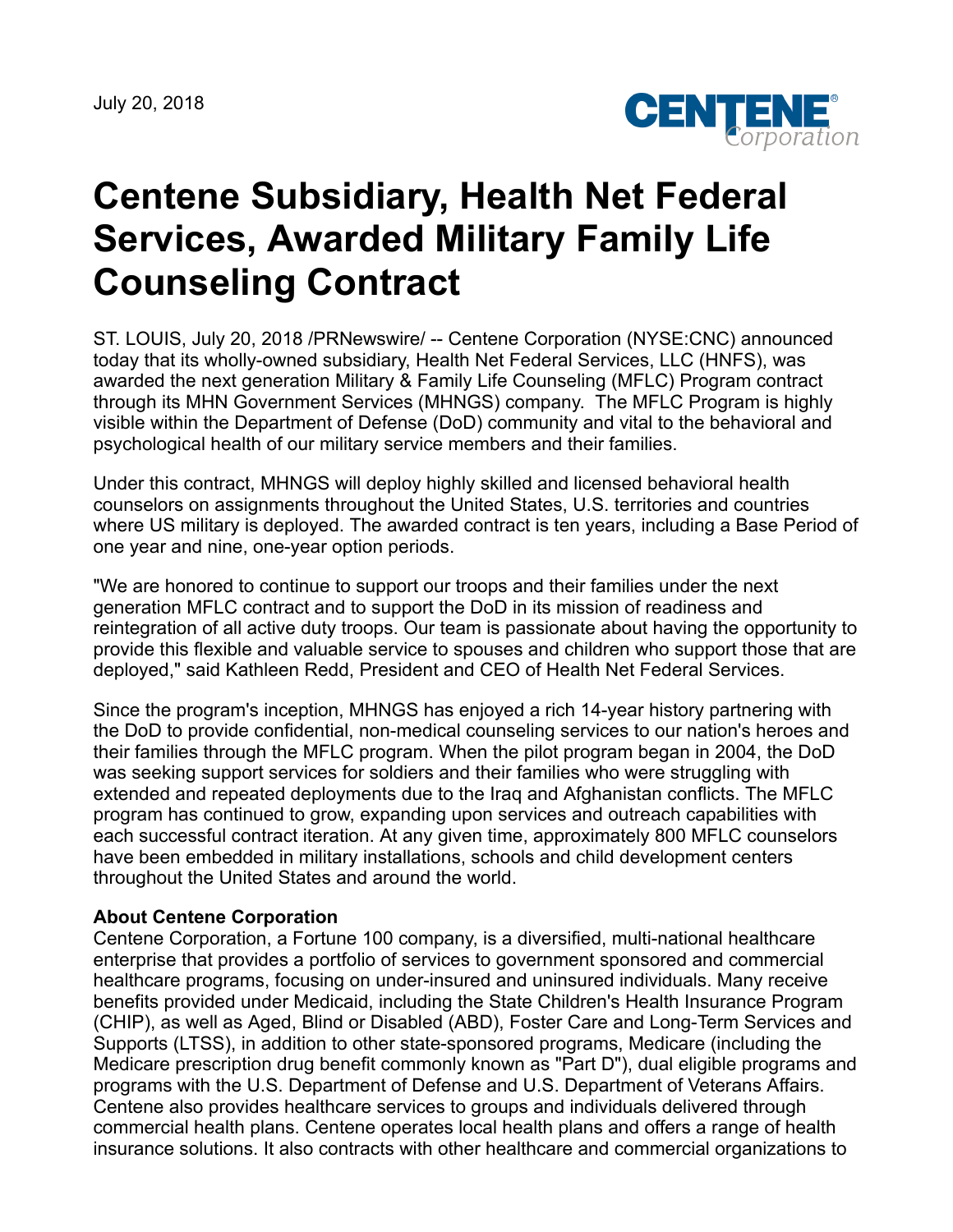July 20, 2018

# Centene Subsidiary, Health Net Federal Services, Awarded Military Family Life Counseling Contract

ST. LOUIS, July 20, 2018 /PRNewswire/ -- Centene Corporation (NYSE:CNC) announced today that its wholly-owned subsidiary, Health Net Federal Services, LLC (HNFS), was awarded the next generation Military & Family Life Counseling (MFLC) Program contract through its MHN Government Services (MHNGS) company. The MFLC Program is highly visible within the Department of Defense (DoD) community and vital to the behavioral and psychological health of our military service members and their families.

Under this contract, MHNGS will deploy highly skilled and licensed behavioral health counselors on assignments throughout the United States, U.S. territories and countries where US military is deployed. The awarded contract is ten years, including a Base Period of one year and nine, one-year option periods.

"We are honored to continue to support our troops and their families under the next generation MFLC contract and to support the DoD in its mission of readiness and reintegration of all active duty troops. Our team is passionate about having the opportunity to provide this flexible and valuable service to spouses and children who support those that are deployed," said Kathleen Redd, President and CEO of Health Net Federal Services.

Since the program's inception, MHNGS has enjoyed a rich 14-year history partnering with the DoD to provide confidential, non-medical counseling services to our nation's heroes and their families through the MFLC program. When the pilot program began in 2004, the DoD was seeking support services for soldiers and their families who were struggling with extended and repeated deployments due to the Iraq and Afghanistan conflicts. The MFLC program has continued to grow, expanding upon services and outreach capabilities with each successful contract iteration. At any given time, approximately 800 MFLC counselors have been embedded in military installations, schools and child development centers throughout the United States and around the world.

**About Centene Corporation**
Centene Corporation, a Fortune 100 company, is a diversified, multi-national healthcare enterprise that provides a portfolio of services to government sponsored and commercial healthcare programs, focusing on under-insured and uninsured individuals. Many receive benefits provided under Medicaid, including the State Children's Health Insurance Program (CHIP), as well as Aged, Blind or Disabled (ABD), Foster Care and Long-Term Services and Supports (LTSS), in addition to other state-sponsored programs, Medicare (including the Medicare prescription drug benefit commonly known as "Part D"), dual eligible programs and programs with the U.S. Department of Defense and U.S. Department of Veterans Affairs. Centene also provides healthcare services to groups and individuals delivered through commercial health plans. Centene operates local health plans and offers a range of health insurance solutions. It also contracts with other healthcare and commercial organizations to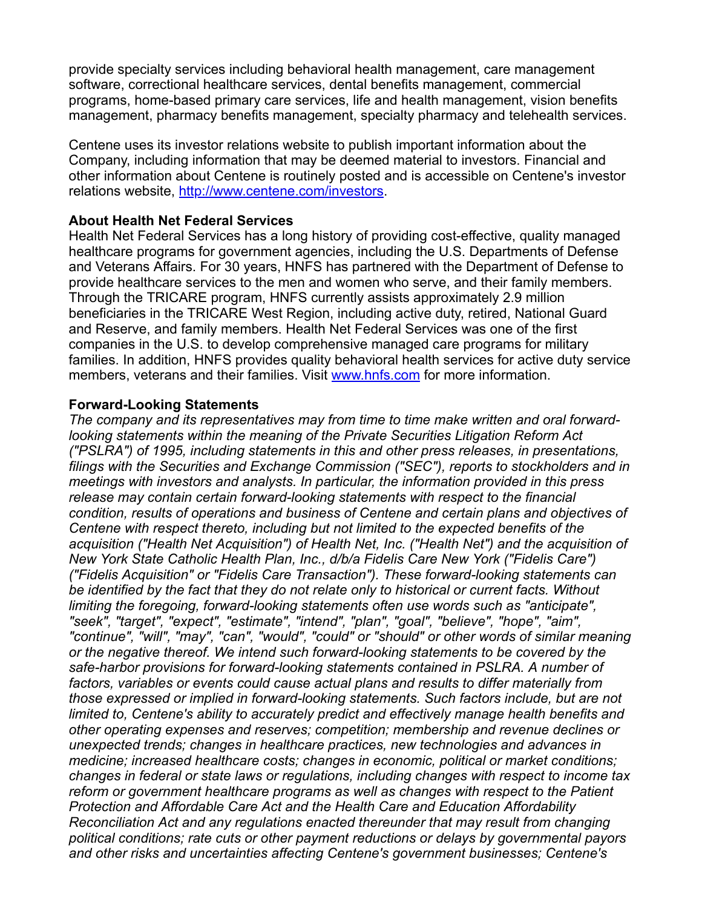provide specialty services including behavioral health management, care management software, correctional healthcare services, dental benefits management, commercial programs, home-based primary care services, life and health management, vision benefits management, pharmacy benefits management, specialty pharmacy and telehealth services.

Centene uses its investor relations website to publish important information about the Company, including information that may be deemed material to investors. Financial and other information about Centene is routinely posted and is accessible on Centene's investor relations website, [http://www.centene.com/investors](http://www.centene.com/investors).

**About Health Net Federal Services**

Health Net Federal Services has a long history of providing cost-effective, quality managed healthcare programs for government agencies, including the U.S. Departments of Defense and Veterans Affairs. For 30 years, HNFS has partnered with the Department of Defense to provide healthcare services to the men and women who serve, and their family members. Through the TRICARE program, HNFS currently assists approximately 2.9 million beneficiaries in the TRICARE West Region, including active duty, retired, National Guard and Reserve, and family members. Health Net Federal Services was one of the first companies in the U.S. to develop comprehensive managed care programs for military families. In addition, HNFS provides quality behavioral health services for active duty service members, veterans and their families. Visit [www.hnfs.com](www.hnfs.com) for more information.

**Forward-Looking Statements**

*The company and its representatives may from time to time make written and oral forward-looking statements within the meaning of the Private Securities Litigation Reform Act ("PSLRA") of 1995, including statements in this and other press releases, in presentations, filings with the Securities and Exchange Commission ("SEC"), reports to stockholders and in meetings with investors and analysts. In particular, the information provided in this press release may contain certain forward-looking statements with respect to the financial condition, results of operations and business of Centene and certain plans and objectives of Centene with respect thereto, including but not limited to the expected benefits of the acquisition ("Health Net Acquisition") of Health Net, Inc. ("Health Net") and the acquisition of New York State Catholic Health Plan, Inc., d/b/a Fidelis Care New York ("Fidelis Care") ("Fidelis Acquisition" or "Fidelis Care Transaction"). These forward-looking statements can be identified by the fact that they do not relate only to historical or current facts. Without limiting the foregoing, forward-looking statements often use words such as "anticipate", "seek", "target", "expect", "estimate", "intend", "plan", "goal", "believe", "hope", "aim", "continue", "will", "may", "can", "would", "could" or "should" or other words of similar meaning or the negative thereof. We intend such forward-looking statements to be covered by the safe-harbor provisions for forward-looking statements contained in PSLRA. A number of factors, variables or events could cause actual plans and results to differ materially from those expressed or implied in forward-looking statements. Such factors include, but are not limited to, Centene's ability to accurately predict and effectively manage health benefits and other operating expenses and reserves; competition; membership and revenue declines or unexpected trends; changes in healthcare practices, new technologies and advances in medicine; increased healthcare costs; changes in economic, political or market conditions; changes in federal or state laws or regulations, including changes with respect to income tax reform or government healthcare programs as well as changes with respect to the Patient Protection and Affordable Care Act and the Health Care and Education Affordability Reconciliation Act and any regulations enacted thereunder that may result from changing political conditions; rate cuts or other payment reductions or delays by governmental payors and other risks and uncertainties affecting Centene's government businesses; Centene's*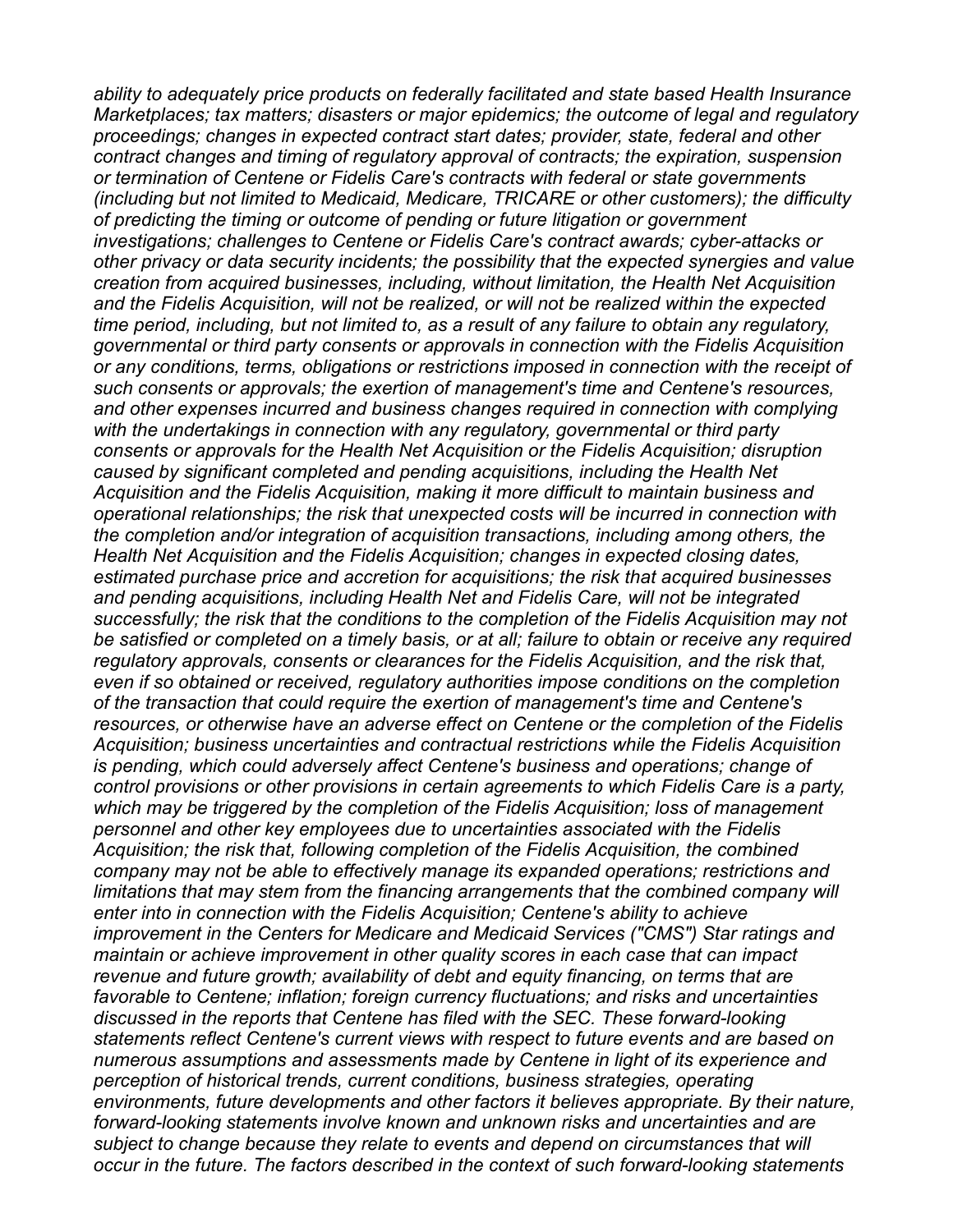*ability to adequately price products on federally facilitated and state based Health Insurance Marketplaces; tax matters; disasters or major epidemics; the outcome of legal and regulatory proceedings; changes in expected contract start dates; provider, state, federal and other contract changes and timing of regulatory approval of contracts; the expiration, suspension or termination of Centene or Fidelis Care's contracts with federal or state governments (including but not limited to Medicaid, Medicare, TRICARE or other customers); the difficulty of predicting the timing or outcome of pending or future litigation or government investigations; challenges to Centene or Fidelis Care's contract awards; cyber-attacks or other privacy or data security incidents; the possibility that the expected synergies and value creation from acquired businesses, including, without limitation, the Health Net Acquisition and the Fidelis Acquisition, will not be realized, or will not be realized within the expected time period, including, but not limited to, as a result of any failure to obtain any regulatory, governmental or third party consents or approvals in connection with the Fidelis Acquisition or any conditions, terms, obligations or restrictions imposed in connection with the receipt of such consents or approvals; the exertion of management's time and Centene's resources, and other expenses incurred and business changes required in connection with complying with the undertakings in connection with any regulatory, governmental or third party consents or approvals for the Health Net Acquisition or the Fidelis Acquisition; disruption caused by significant completed and pending acquisitions, including the Health Net Acquisition and the Fidelis Acquisition, making it more difficult to maintain business and operational relationships; the risk that unexpected costs will be incurred in connection with the completion and/or integration of acquisition transactions, including among others, the Health Net Acquisition and the Fidelis Acquisition; changes in expected closing dates, estimated purchase price and accretion for acquisitions; the risk that acquired businesses and pending acquisitions, including Health Net and Fidelis Care, will not be integrated successfully; the risk that the conditions to the completion of the Fidelis Acquisition may not be satisfied or completed on a timely basis, or at all; failure to obtain or receive any required regulatory approvals, consents or clearances for the Fidelis Acquisition, and the risk that, even if so obtained or received, regulatory authorities impose conditions on the completion of the transaction that could require the exertion of management's time and Centene's resources, or otherwise have an adverse effect on Centene or the completion of the Fidelis Acquisition; business uncertainties and contractual restrictions while the Fidelis Acquisition is pending, which could adversely affect Centene's business and operations; change of control provisions or other provisions in certain agreements to which Fidelis Care is a party, which may be triggered by the completion of the Fidelis Acquisition; loss of management personnel and other key employees due to uncertainties associated with the Fidelis Acquisition; the risk that, following completion of the Fidelis Acquisition, the combined company may not be able to effectively manage its expanded operations; restrictions and limitations that may stem from the financing arrangements that the combined company will enter into in connection with the Fidelis Acquisition; Centene's ability to achieve improvement in the Centers for Medicare and Medicaid Services ("CMS") Star ratings and maintain or achieve improvement in other quality scores in each case that can impact revenue and future growth; availability of debt and equity financing, on terms that are favorable to Centene; inflation; foreign currency fluctuations; and risks and uncertainties discussed in the reports that Centene has filed with the SEC. These forward-looking statements reflect Centene's current views with respect to future events and are based on numerous assumptions and assessments made by Centene in light of its experience and perception of historical trends, current conditions, business strategies, operating environments, future developments and other factors it believes appropriate. By their nature, forward-looking statements involve known and unknown risks and uncertainties and are subject to change because they relate to events and depend on circumstances that will occur in the future. The factors described in the context of such forward-looking statements*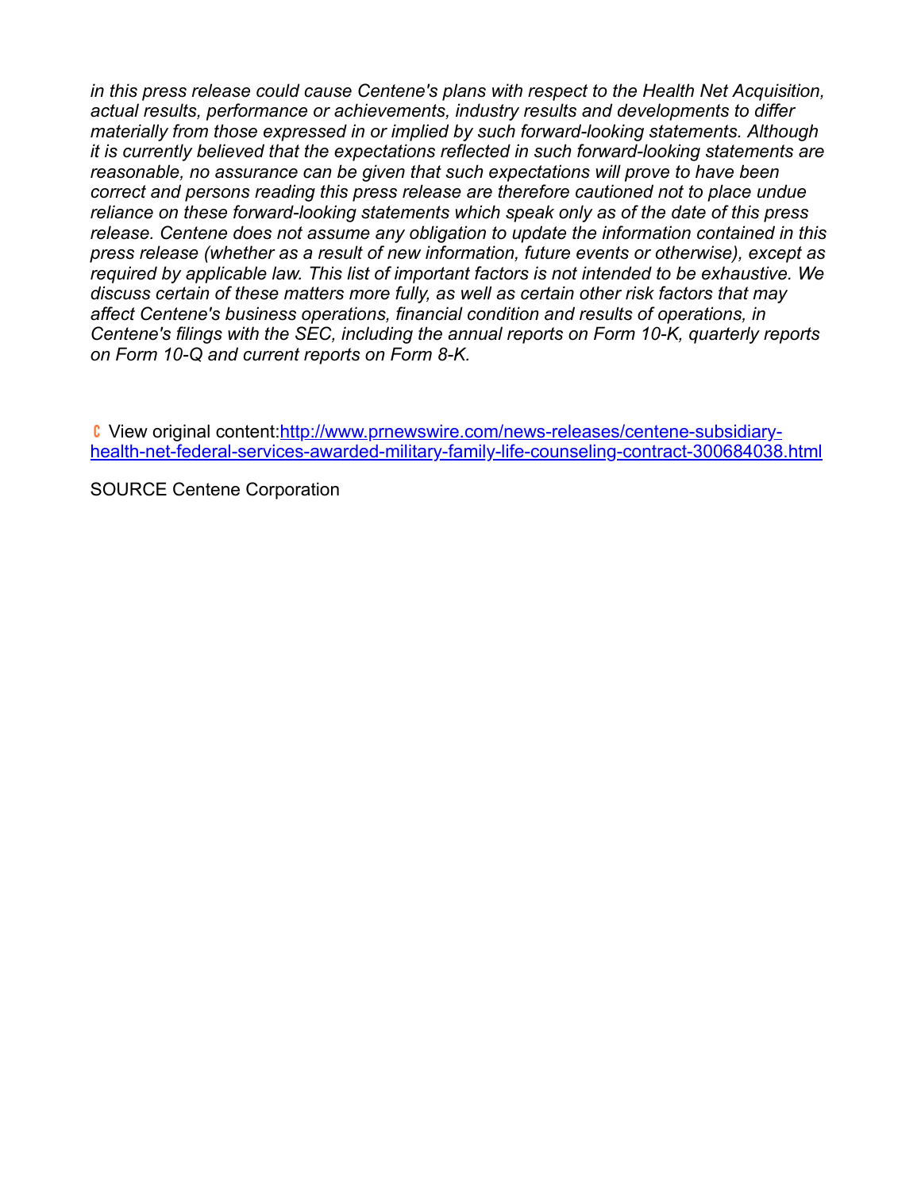*in this press release could cause Centene's plans with respect to the Health Net Acquisition, actual results, performance or achievements, industry results and developments to differ materially from those expressed in or implied by such forward-looking statements. Although it is currently believed that the expectations reflected in such forward-looking statements are reasonable, no assurance can be given that such expectations will prove to have been correct and persons reading this press release are therefore cautioned not to place undue reliance on these forward-looking statements which speak only as of the date of this press release. Centene does not assume any obligation to update the information contained in this press release (whether as a result of new information, future events or otherwise), except as required by applicable law. This list of important factors is not intended to be exhaustive. We discuss certain of these matters more fully, as well as certain other risk factors that may affect Centene's business operations, financial condition and results of operations, in Centene's filings with the SEC, including the annual reports on Form 10-K, quarterly reports on Form 10-Q and current reports on Form 8-K.*

View original content:[http://www.prnewswire.com/news-releases/centene-subsidiary-health-net-federal-services-awarded-military-family-life-counseling-contract-300684038.html](http://www.prnewswire.com/news-releases/centene-subsidiary-health-net-federal-services-awarded-military-family-life-counseling-contract-300684038.html)

SOURCE Centene Corporation